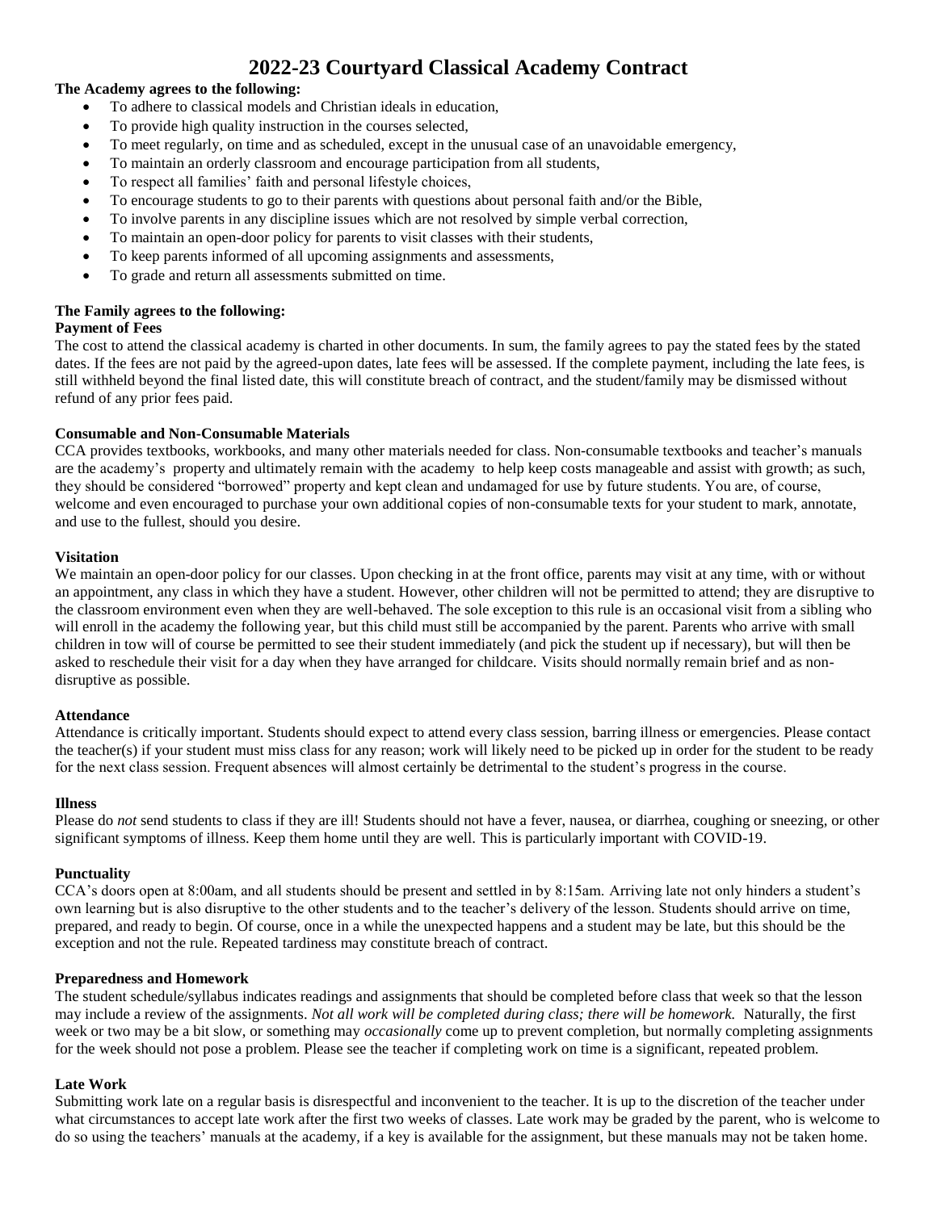# 2022-23 Courtyard Classical Academy Contract

**The Academy agrees to the following:**

- To adhere to classical models and Christian ideals in education,
- To provide high quality instruction in the courses selected,
- To meet regularly, on time and as scheduled, except in the unusual case of an unavoidable emergency,
- To maintain an orderly classroom and encourage participation from all students,
- To respect all families' faith and personal lifestyle choices,
- To encourage students to go to their parents with questions about personal faith and/or the Bible,
- To involve parents in any discipline issues which are not resolved by simple verbal correction,
- To maintain an open-door policy for parents to visit classes with their students,
- To keep parents informed of all upcoming assignments and assessments,
- To grade and return all assessments submitted on time.

**The Family agrees to the following:**

**Payment of Fees**

The cost to attend the classical academy is charted in other documents. In sum, the family agrees to pay the stated fees by the stated dates. If the fees are not paid by the agreed-upon dates, late fees will be assessed. If the complete payment, including the late fees, is still withheld beyond the final listed date, this will constitute breach of contract, and the student/family may be dismissed without refund of any prior fees paid.

**Consumable and Non-Consumable Materials**

CCA provides textbooks, workbooks, and many other materials needed for class. Non-consumable textbooks and teacher's manuals are the academy's property and ultimately remain with the academy to help keep costs manageable and assist with growth; as such, they should be considered "borrowed" property and kept clean and undamaged for use by future students. You are, of course, welcome and even encouraged to purchase your own additional copies of non-consumable texts for your student to mark, annotate, and use to the fullest, should you desire.

**Visitation**

We maintain an open-door policy for our classes. Upon checking in at the front office, parents may visit at any time, with or without an appointment, any class in which they have a student. However, other children will not be permitted to attend; they are disruptive to the classroom environment even when they are well-behaved. The sole exception to this rule is an occasional visit from a sibling who will enroll in the academy the following year, but this child must still be accompanied by the parent. Parents who arrive with small children in tow will of course be permitted to see their student immediately (and pick the student up if necessary), but will then be asked to reschedule their visit for a day when they have arranged for childcare. Visits should normally remain brief and as non-disruptive as possible.

**Attendance**

Attendance is critically important. Students should expect to attend every class session, barring illness or emergencies. Please contact the teacher(s) if your student must miss class for any reason; work will likely need to be picked up in order for the student to be ready for the next class session. Frequent absences will almost certainly be detrimental to the student's progress in the course.

**Illness**

Please do *not* send students to class if they are ill! Students should not have a fever, nausea, or diarrhea, coughing or sneezing, or other significant symptoms of illness. Keep them home until they are well. This is particularly important with COVID-19.

**Punctuality**

CCA's doors open at 8:00am, and all students should be present and settled in by 8:15am. Arriving late not only hinders a student's own learning but is also disruptive to the other students and to the teacher's delivery of the lesson. Students should arrive on time, prepared, and ready to begin. Of course, once in a while the unexpected happens and a student may be late, but this should be the exception and not the rule. Repeated tardiness may constitute breach of contract.

**Preparedness and Homework**

The student schedule/syllabus indicates readings and assignments that should be completed before class that week so that the lesson may include a review of the assignments. *Not all work will be completed during class; there will be homework.* Naturally, the first week or two may be a bit slow, or something may *occasionally* come up to prevent completion, but normally completing assignments for the week should not pose a problem. Please see the teacher if completing work on time is a significant, repeated problem.

**Late Work**

Submitting work late on a regular basis is disrespectful and inconvenient to the teacher. It is up to the discretion of the teacher under what circumstances to accept late work after the first two weeks of classes. Late work may be graded by the parent, who is welcome to do so using the teachers' manuals at the academy, if a key is available for the assignment, but these manuals may not be taken home.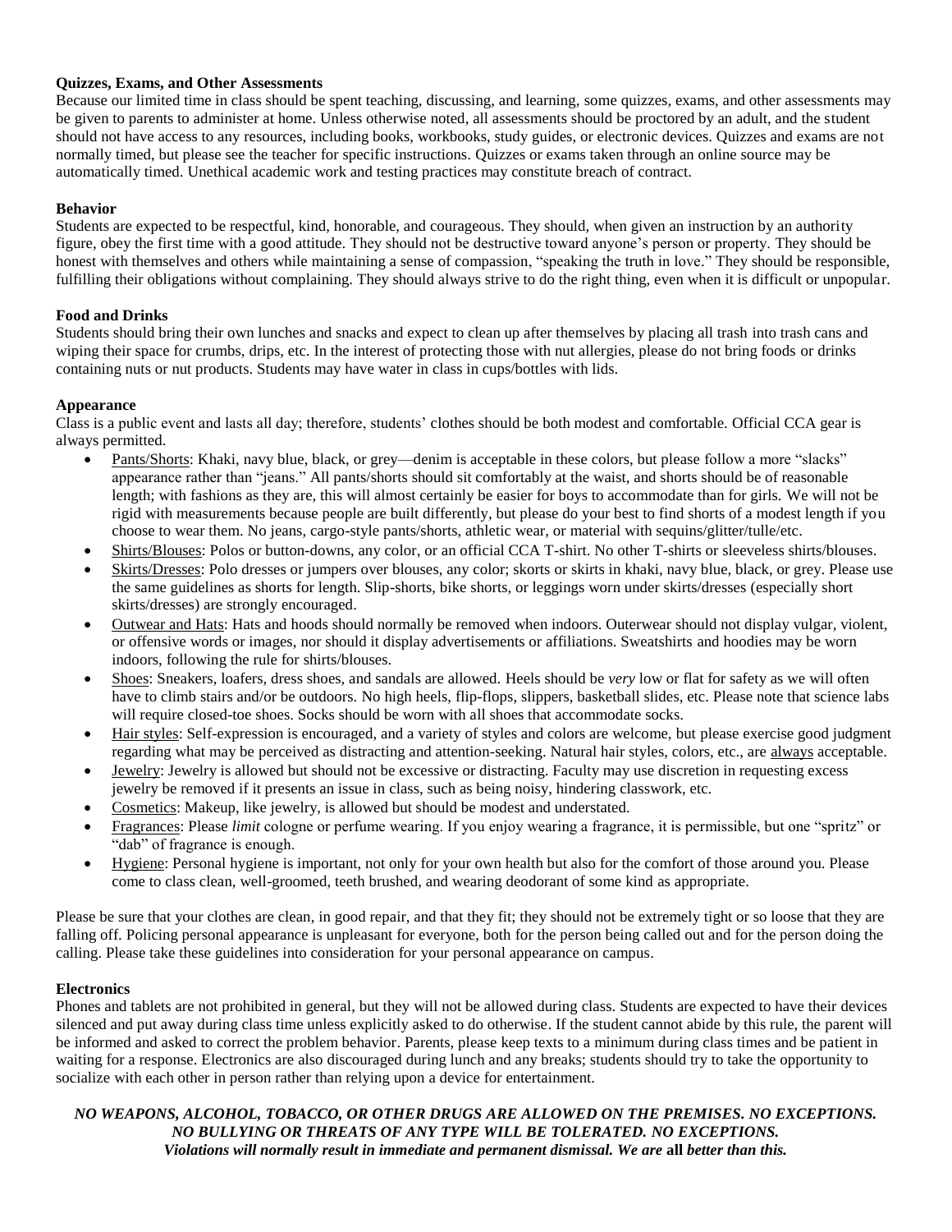**Quizzes, Exams, and Other Assessments**

Because our limited time in class should be spent teaching, discussing, and learning, some quizzes, exams, and other assessments may be given to parents to administer at home. Unless otherwise noted, all assessments should be proctored by an adult, and the student should not have access to any resources, including books, workbooks, study guides, or electronic devices. Quizzes and exams are not normally timed, but please see the teacher for specific instructions. Quizzes or exams taken through an online source may be automatically timed. Unethical academic work and testing practices may constitute breach of contract.

**Behavior**

Students are expected to be respectful, kind, honorable, and courageous. They should, when given an instruction by an authority figure, obey the first time with a good attitude. They should not be destructive toward anyone's person or property. They should be honest with themselves and others while maintaining a sense of compassion, "speaking the truth in love." They should be responsible, fulfilling their obligations without complaining. They should always strive to do the right thing, even when it is difficult or unpopular.

**Food and Drinks**

Students should bring their own lunches and snacks and expect to clean up after themselves by placing all trash into trash cans and wiping their space for crumbs, drips, etc. In the interest of protecting those with nut allergies, please do not bring foods or drinks containing nuts or nut products. Students may have water in class in cups/bottles with lids.

**Appearance**

Class is a public event and lasts all day; therefore, students' clothes should be both modest and comfortable. Official CCA gear is always permitted.

- <u>Pants/Shorts</u>: Khaki, navy blue, black, or grey—denim is acceptable in these colors, but please follow a more "slacks" appearance rather than "jeans." All pants/shorts should sit comfortably at the waist, and shorts should be of reasonable length; with fashions as they are, this will almost certainly be easier for boys to accommodate than for girls. We will not be rigid with measurements because people are built differently, but please do your best to find shorts of a modest length if you choose to wear them. No jeans, cargo-style pants/shorts, athletic wear, or material with sequins/glitter/tulle/etc.
- <u>Shirts/Blouses</u>: Polos or button-downs, any color, or an official CCA T-shirt. No other T-shirts or sleeveless shirts/blouses.
- <u>Skirts/Dresses</u>: Polo dresses or jumpers over blouses, any color; skorts or skirts in khaki, navy blue, black, or grey. Please use the same guidelines as shorts for length. Slip-shorts, bike shorts, or leggings worn under skirts/dresses (especially short skirts/dresses) are strongly encouraged.
- <u>Outwear and Hats</u>: Hats and hoods should normally be removed when indoors. Outerwear should not display vulgar, violent, or offensive words or images, nor should it display advertisements or affiliations. Sweatshirts and hoodies may be worn indoors, following the rule for shirts/blouses.
- <u>Shoes</u>: Sneakers, loafers, dress shoes, and sandals are allowed. Heels should be *very* low or flat for safety as we will often have to climb stairs and/or be outdoors. No high heels, flip-flops, slippers, basketball slides, etc. Please note that science labs will require closed-toe shoes. Socks should be worn with all shoes that accommodate socks.
- <u>Hair styles</u>: Self-expression is encouraged, and a variety of styles and colors are welcome, but please exercise good judgment regarding what may be perceived as distracting and attention-seeking. Natural hair styles, colors, etc., are <u>always</u> acceptable.
- <u>Jewelry</u>: Jewelry is allowed but should not be excessive or distracting. Faculty may use discretion in requesting excess jewelry be removed if it presents an issue in class, such as being noisy, hindering classwork, etc.
- <u>Cosmetics</u>: Makeup, like jewelry, is allowed but should be modest and understated.
- <u>Fragrances</u>: Please *limit* cologne or perfume wearing. If you enjoy wearing a fragrance, it is permissible, but one "spritz" or "dab" of fragrance is enough.
- <u>Hygiene</u>: Personal hygiene is important, not only for your own health but also for the comfort of those around you. Please come to class clean, well-groomed, teeth brushed, and wearing deodorant of some kind as appropriate.

Please be sure that your clothes are clean, in good repair, and that they fit; they should not be extremely tight or so loose that they are falling off. Policing personal appearance is unpleasant for everyone, both for the person being called out and for the person doing the calling. Please take these guidelines into consideration for your personal appearance on campus.

**Electronics**

Phones and tablets are not prohibited in general, but they will not be allowed during class. Students are expected to have their devices silenced and put away during class time unless explicitly asked to do otherwise. If the student cannot abide by this rule, the parent will be informed and asked to correct the problem behavior. Parents, please keep texts to a minimum during class times and be patient in waiting for a response. Electronics are also discouraged during lunch and any breaks; students should try to take the opportunity to socialize with each other in person rather than relying upon a device for entertainment.

***NO WEAPONS, ALCOHOL, TOBACCO, OR OTHER DRUGS ARE ALLOWED ON THE PREMISES. NO EXCEPTIONS.***
***NO BULLYING OR THREATS OF ANY TYPE WILL BE TOLERATED. NO EXCEPTIONS.***
***Violations will normally result in immediate and permanent dismissal. We are* all *better than this.***